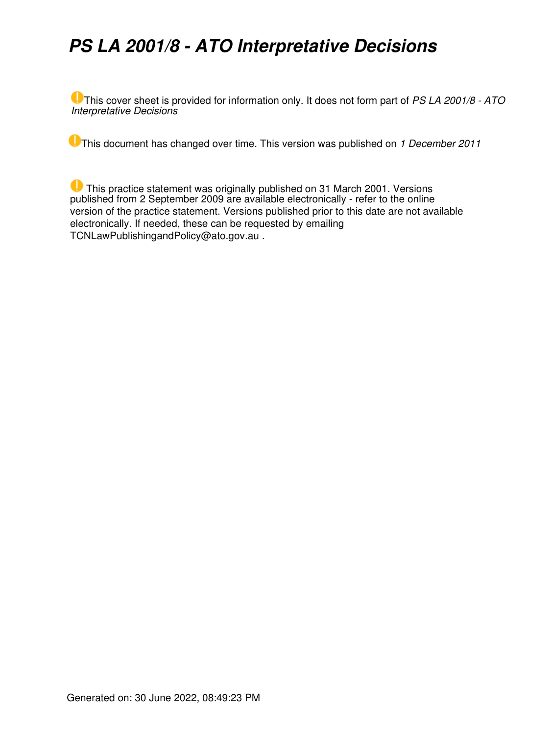# *PS LA 2001/8 - ATO Interpretative Decisions*

This cover sheet is provided for information only. It does not form part of *PS LA 2001/8 - ATO Interpretative Decisions*

This document has changed over time. This version was published on *1 December 2011*

This practice statement was originally published on 31 March 2001. Versions published from 2 September 2009 are available electronically - refer to the online version of the practice statement. Versions published prior to this date are not available electronically. If needed, these can be requested by emailing TCNLawPublishingandPolicy@ato.gov.au .

Generated on: 30 June 2022, 08:49:23 PM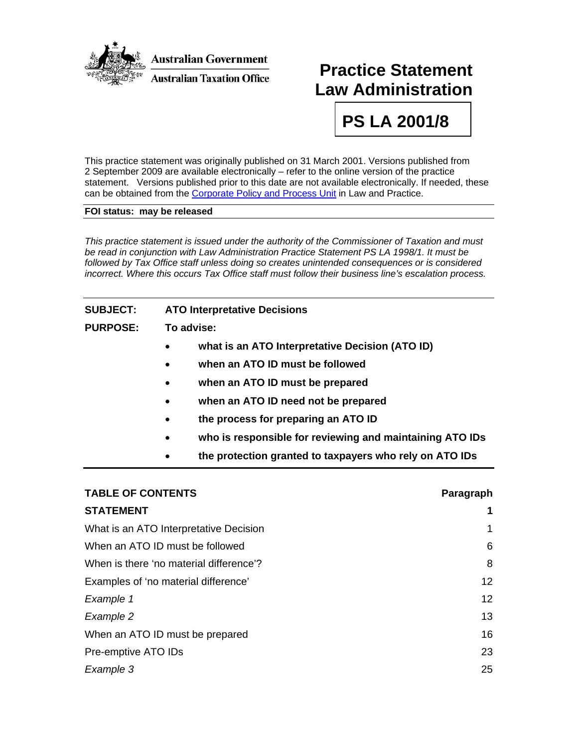Australian Government

Australian Taxation Office

# Practice Statement Law Administration

# PS LA 2001/8

This practice statement was originally published on 31 March 2001. Versions published from 2 September 2009 are available electronically – refer to the online version of the practice statement. Versions published prior to this date are not available electronically. If needed, these can be obtained from the Corporate Policy and Process Unit in Law and Practice.

**FOI status: may be released**

*This practice statement is issued under the authority of the Commissioner of Taxation and must be read in conjunction with Law Administration Practice Statement PS LA 1998/1. It must be followed by Tax Office staff unless doing so creates unintended consequences or is considered incorrect. Where this occurs Tax Office staff must follow their business line's escalation process.*

**SUBJECT:** **ATO Interpretative Decisions**

**PURPOSE:** **To advise:**

- **what is an ATO Interpretative Decision (ATO ID)**
- **when an ATO ID must be followed**
- **when an ATO ID must be prepared**
- **when an ATO ID need not be prepared**
- **the process for preparing an ATO ID**
- **who is responsible for reviewing and maintaining ATO IDs**
- **the protection granted to taxpayers who rely on ATO IDs**

| **TABLE OF CONTENTS** | **Paragraph** |
|---|---|
| **STATEMENT** | **1** |
| What is an ATO Interpretative Decision | 1 |
| When an ATO ID must be followed | 6 |
| When is there 'no material difference'? | 8 |
| Examples of 'no material difference' | 12 |
| *Example 1* | 12 |
| *Example 2* | 13 |
| When an ATO ID must be prepared | 16 |
| Pre-emptive ATO IDs | 23 |
| *Example 3* | 25 |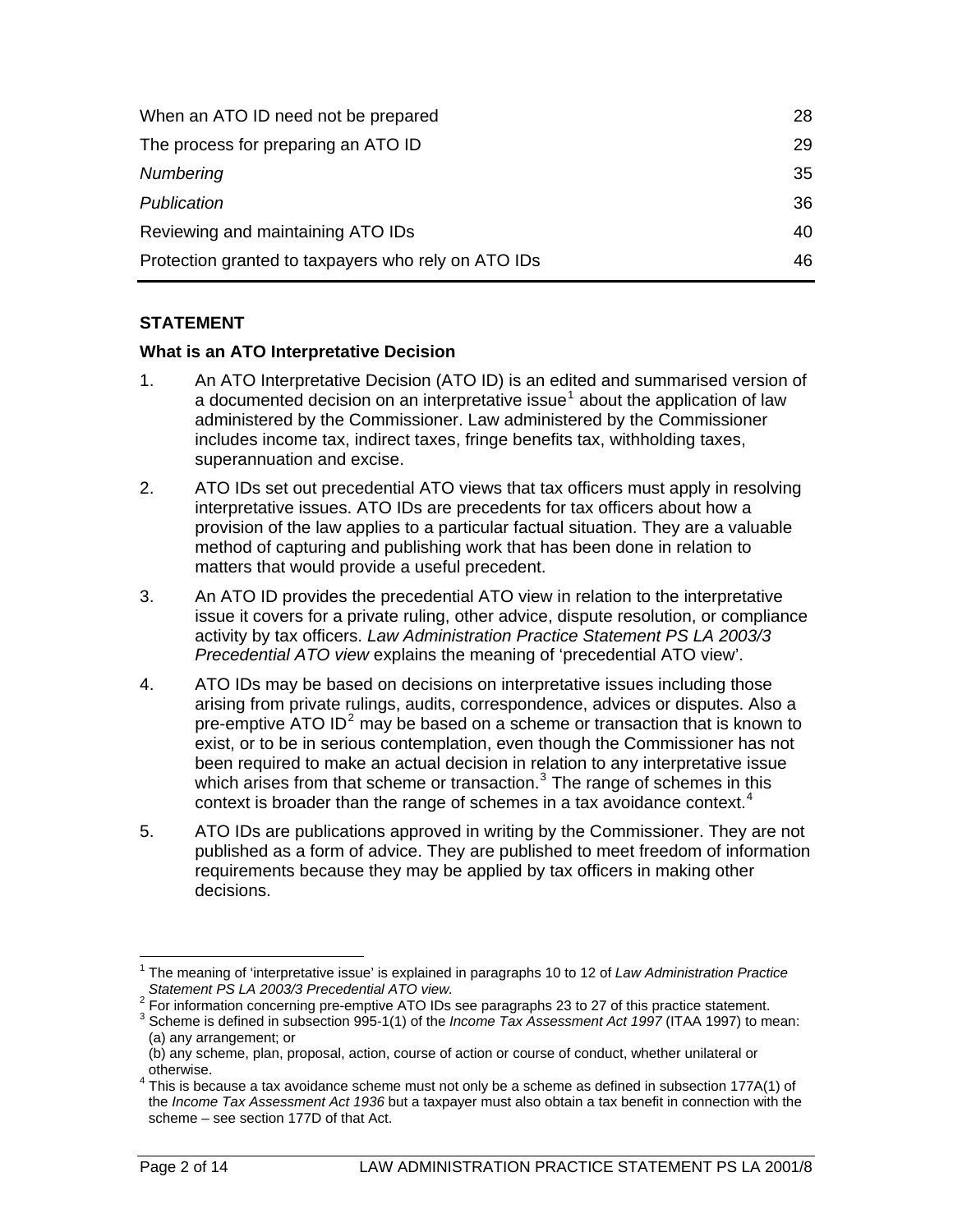| | |
|---|---|
| When an ATO ID need not be prepared | 28 |
| The process for preparing an ATO ID | 29 |
| *Numbering* | 35 |
| *Publication* | 36 |
| Reviewing and maintaining ATO IDs | 40 |
| Protection granted to taxpayers who rely on ATO IDs | 46 |

## STATEMENT

### What is an ATO Interpretative Decision

1. An ATO Interpretative Decision (ATO ID) is an edited and summarised version of a documented decision on an interpretative issue[1] about the application of law administered by the Commissioner. Law administered by the Commissioner includes income tax, indirect taxes, fringe benefits tax, withholding taxes, superannuation and excise.

2. ATO IDs set out precedential ATO views that tax officers must apply in resolving interpretative issues. ATO IDs are precedents for tax officers about how a provision of the law applies to a particular factual situation. They are a valuable method of capturing and publishing work that has been done in relation to matters that would provide a useful precedent.

3. An ATO ID provides the precedential ATO view in relation to the interpretative issue it covers for a private ruling, other advice, dispute resolution, or compliance activity by tax officers. *Law Administration Practice Statement PS LA 2003/3 Precedential ATO view* explains the meaning of 'precedential ATO view'.

4. ATO IDs may be based on decisions on interpretative issues including those arising from private rulings, audits, correspondence, advices or disputes. Also a pre-emptive ATO ID[2] may be based on a scheme or transaction that is known to exist, or to be in serious contemplation, even though the Commissioner has not been required to make an actual decision in relation to any interpretative issue which arises from that scheme or transaction.[3] The range of schemes in this context is broader than the range of schemes in a tax avoidance context.[4]

5. ATO IDs are publications approved in writing by the Commissioner. They are not published as a form of advice. They are published to meet freedom of information requirements because they may be applied by tax officers in making other decisions.

---

[1] The meaning of 'interpretative issue' is explained in paragraphs 10 to 12 of *Law Administration Practice Statement PS LA 2003/3 Precedential ATO view.*

[2] For information concerning pre-emptive ATO IDs see paragraphs 23 to 27 of this practice statement.

[3] Scheme is defined in subsection 995-1(1) of the *Income Tax Assessment Act 1997* (ITAA 1997) to mean:
(a) any arrangement; or
(b) any scheme, plan, proposal, action, course of action or course of conduct, whether unilateral or otherwise.

[4] This is because a tax avoidance scheme must not only be a scheme as defined in subsection 177A(1) of the *Income Tax Assessment Act 1936* but a taxpayer must also obtain a tax benefit in connection with the scheme – see section 177D of that Act.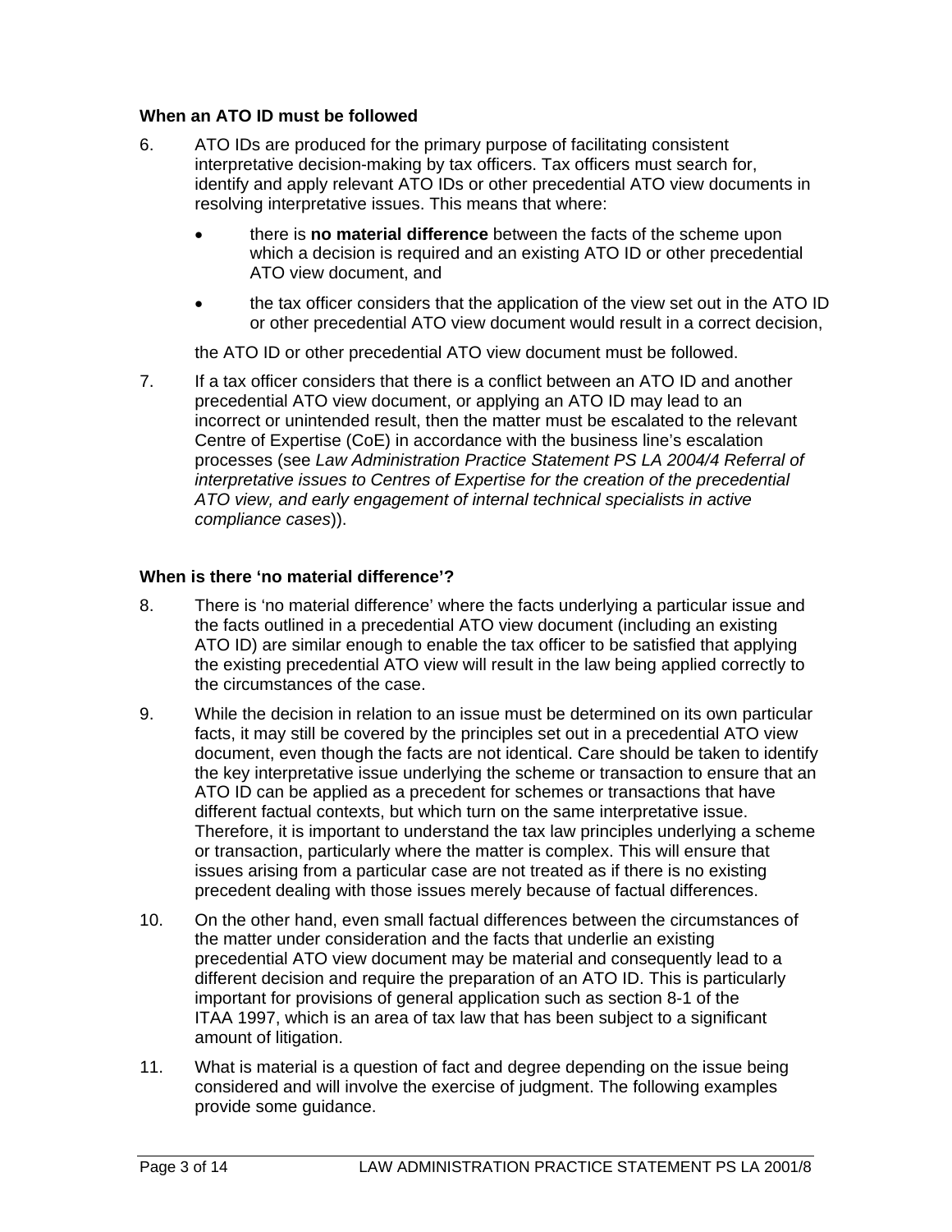### When an ATO ID must be followed

6. ATO IDs are produced for the primary purpose of facilitating consistent interpretative decision-making by tax officers. Tax officers must search for, identify and apply relevant ATO IDs or other precedential ATO view documents in resolving interpretative issues. This means that where:

   - there is **no material difference** between the facts of the scheme upon which a decision is required and an existing ATO ID or other precedential ATO view document, and
   - the tax officer considers that the application of the view set out in the ATO ID or other precedential ATO view document would result in a correct decision,

   the ATO ID or other precedential ATO view document must be followed.

7. If a tax officer considers that there is a conflict between an ATO ID and another precedential ATO view document, or applying an ATO ID may lead to an incorrect or unintended result, then the matter must be escalated to the relevant Centre of Expertise (CoE) in accordance with the business line's escalation processes (see *Law Administration Practice Statement PS LA 2004/4 Referral of interpretative issues to Centres of Expertise for the creation of the precedential ATO view, and early engagement of internal technical specialists in active compliance cases*)).

### When is there 'no material difference'?

8. There is 'no material difference' where the facts underlying a particular issue and the facts outlined in a precedential ATO view document (including an existing ATO ID) are similar enough to enable the tax officer to be satisfied that applying the existing precedential ATO view will result in the law being applied correctly to the circumstances of the case.

9. While the decision in relation to an issue must be determined on its own particular facts, it may still be covered by the principles set out in a precedential ATO view document, even though the facts are not identical. Care should be taken to identify the key interpretative issue underlying the scheme or transaction to ensure that an ATO ID can be applied as a precedent for schemes or transactions that have different factual contexts, but which turn on the same interpretative issue. Therefore, it is important to understand the tax law principles underlying a scheme or transaction, particularly where the matter is complex. This will ensure that issues arising from a particular case are not treated as if there is no existing precedent dealing with those issues merely because of factual differences.

10. On the other hand, even small factual differences between the circumstances of the matter under consideration and the facts that underlie an existing precedential ATO view document may be material and consequently lead to a different decision and require the preparation of an ATO ID. This is particularly important for provisions of general application such as section 8-1 of the ITAA 1997, which is an area of tax law that has been subject to a significant amount of litigation.

11. What is material is a question of fact and degree depending on the issue being considered and will involve the exercise of judgment. The following examples provide some guidance.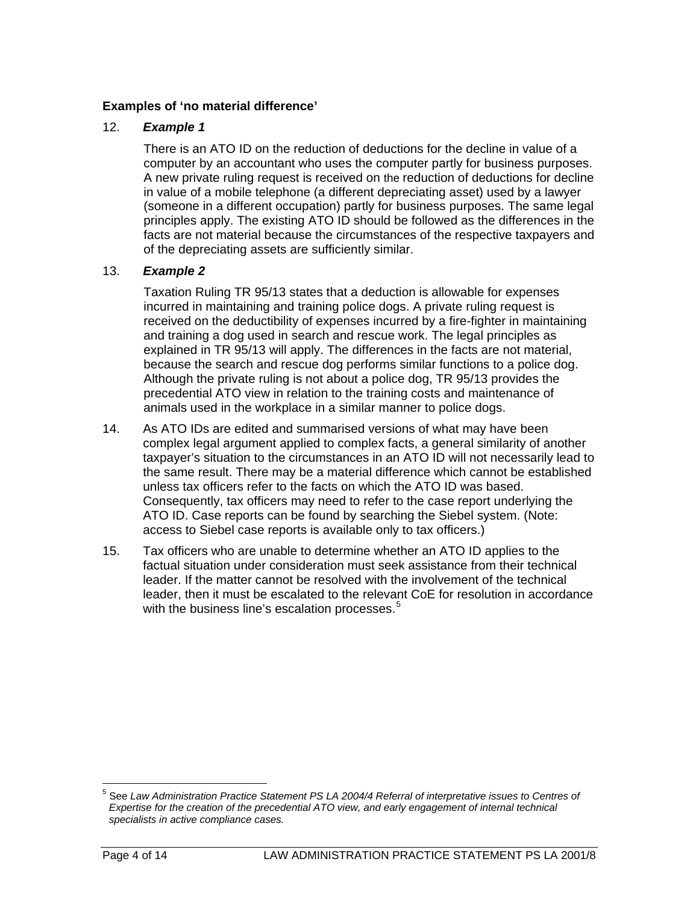**Examples of 'no material difference'**

12. ***Example 1***

There is an ATO ID on the reduction of deductions for the decline in value of a computer by an accountant who uses the computer partly for business purposes. A new private ruling request is received on the reduction of deductions for decline in value of a mobile telephone (a different depreciating asset) used by a lawyer (someone in a different occupation) partly for business purposes. The same legal principles apply. The existing ATO ID should be followed as the differences in the facts are not material because the circumstances of the respective taxpayers and of the depreciating assets are sufficiently similar.

13. ***Example 2***

Taxation Ruling TR 95/13 states that a deduction is allowable for expenses incurred in maintaining and training police dogs. A private ruling request is received on the deductibility of expenses incurred by a fire-fighter in maintaining and training a dog used in search and rescue work. The legal principles as explained in TR 95/13 will apply. The differences in the facts are not material, because the search and rescue dog performs similar functions to a police dog. Although the private ruling is not about a police dog, TR 95/13 provides the precedential ATO view in relation to the training costs and maintenance of animals used in the workplace in a similar manner to police dogs.

14. As ATO IDs are edited and summarised versions of what may have been complex legal argument applied to complex facts, a general similarity of another taxpayer's situation to the circumstances in an ATO ID will not necessarily lead to the same result. There may be a material difference which cannot be established unless tax officers refer to the facts on which the ATO ID was based. Consequently, tax officers may need to refer to the case report underlying the ATO ID. Case reports can be found by searching the Siebel system. (Note: access to Siebel case reports is available only to tax officers.)

15. Tax officers who are unable to determine whether an ATO ID applies to the factual situation under consideration must seek assistance from their technical leader. If the matter cannot be resolved with the involvement of the technical leader, then it must be escalated to the relevant CoE for resolution in accordance with the business line's escalation processes.[5]

---

[5] See *Law Administration Practice Statement PS LA 2004/4 Referral of interpretative issues to Centres of Expertise for the creation of the precedential ATO view, and early engagement of internal technical specialists in active compliance cases.*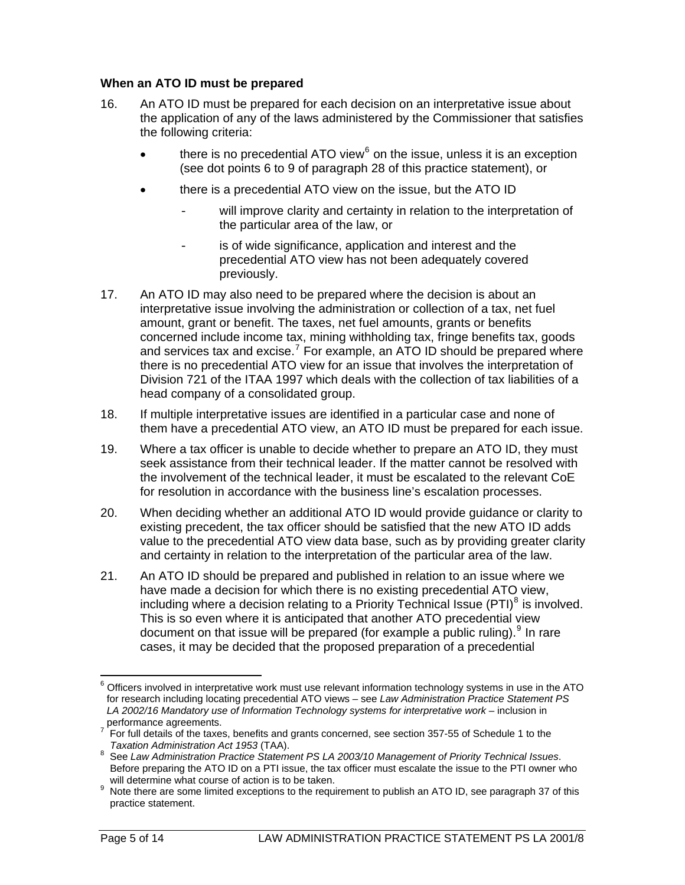### When an ATO ID must be prepared

16. An ATO ID must be prepared for each decision on an interpretative issue about the application of any of the laws administered by the Commissioner that satisfies the following criteria:

    - there is no precedential ATO view[6] on the issue, unless it is an exception (see dot points 6 to 9 of paragraph 28 of this practice statement), or
    - there is a precedential ATO view on the issue, but the ATO ID
        - will improve clarity and certainty in relation to the interpretation of the particular area of the law, or
        - is of wide significance, application and interest and the precedential ATO view has not been adequately covered previously.

17. An ATO ID may also need to be prepared where the decision is about an interpretative issue involving the administration or collection of a tax, net fuel amount, grant or benefit. The taxes, net fuel amounts, grants or benefits concerned include income tax, mining withholding tax, fringe benefits tax, goods and services tax and excise.[7] For example, an ATO ID should be prepared where there is no precedential ATO view for an issue that involves the interpretation of Division 721 of the ITAA 1997 which deals with the collection of tax liabilities of a head company of a consolidated group.

18. If multiple interpretative issues are identified in a particular case and none of them have a precedential ATO view, an ATO ID must be prepared for each issue.

19. Where a tax officer is unable to decide whether to prepare an ATO ID, they must seek assistance from their technical leader. If the matter cannot be resolved with the involvement of the technical leader, it must be escalated to the relevant CoE for resolution in accordance with the business line's escalation processes.

20. When deciding whether an additional ATO ID would provide guidance or clarity to existing precedent, the tax officer should be satisfied that the new ATO ID adds value to the precedential ATO view data base, such as by providing greater clarity and certainty in relation to the interpretation of the particular area of the law.

21. An ATO ID should be prepared and published in relation to an issue where we have made a decision for which there is no existing precedential ATO view, including where a decision relating to a Priority Technical Issue (PTI)[8] is involved. This is so even where it is anticipated that another ATO precedential view document on that issue will be prepared (for example a public ruling).[9] In rare cases, it may be decided that the proposed preparation of a precedential

---

[6] Officers involved in interpretative work must use relevant information technology systems in use in the ATO for research including locating precedential ATO views – see *Law Administration Practice Statement PS LA 2002/16 Mandatory use of Information Technology systems for interpretative work* – inclusion in performance agreements.

[7] For full details of the taxes, benefits and grants concerned, see section 357-55 of Schedule 1 to the *Taxation Administration Act 1953* (TAA).

[8] See *Law Administration Practice Statement PS LA 2003/10 Management of Priority Technical Issues*. Before preparing the ATO ID on a PTI issue, the tax officer must escalate the issue to the PTI owner who will determine what course of action is to be taken.

[9] Note there are some limited exceptions to the requirement to publish an ATO ID, see paragraph 37 of this practice statement.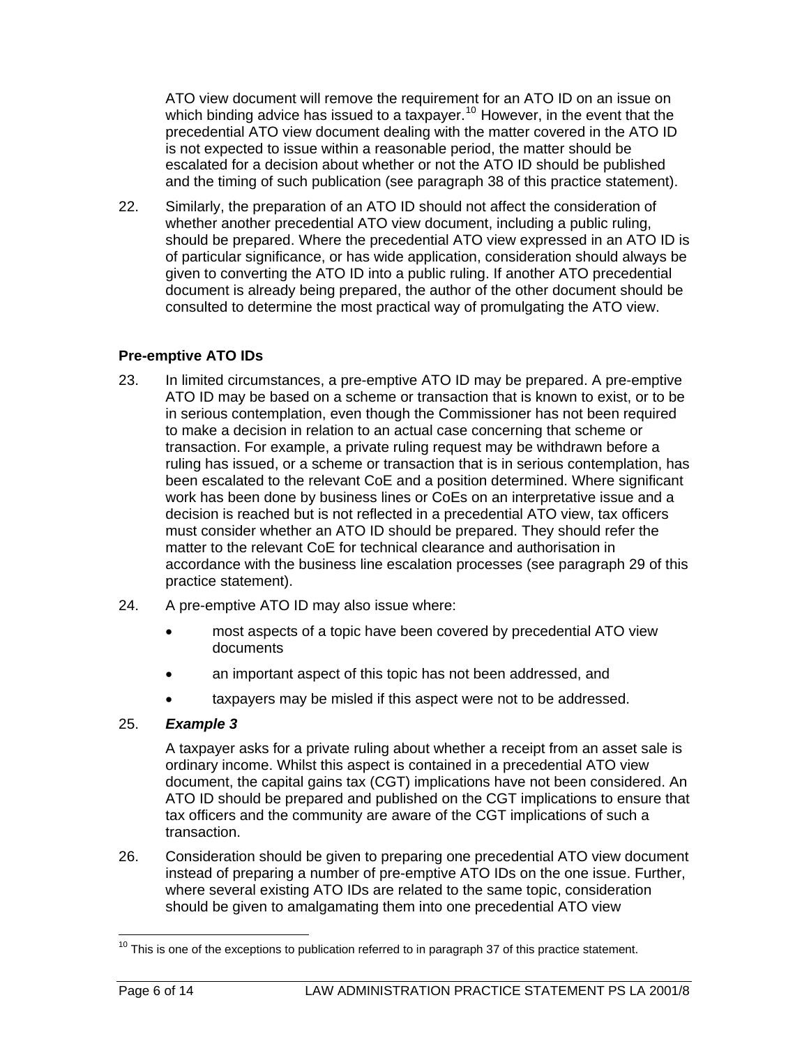ATO view document will remove the requirement for an ATO ID on an issue on which binding advice has issued to a taxpayer.[10] However, in the event that the precedential ATO view document dealing with the matter covered in the ATO ID is not expected to issue within a reasonable period, the matter should be escalated for a decision about whether or not the ATO ID should be published and the timing of such publication (see paragraph 38 of this practice statement).

22. Similarly, the preparation of an ATO ID should not affect the consideration of whether another precedential ATO view document, including a public ruling, should be prepared. Where the precedential ATO view expressed in an ATO ID is of particular significance, or has wide application, consideration should always be given to converting the ATO ID into a public ruling. If another ATO precedential document is already being prepared, the author of the other document should be consulted to determine the most practical way of promulgating the ATO view.

**Pre-emptive ATO IDs**

23. In limited circumstances, a pre-emptive ATO ID may be prepared. A pre-emptive ATO ID may be based on a scheme or transaction that is known to exist, or to be in serious contemplation, even though the Commissioner has not been required to make a decision in relation to an actual case concerning that scheme or transaction. For example, a private ruling request may be withdrawn before a ruling has issued, or a scheme or transaction that is in serious contemplation, has been escalated to the relevant CoE and a position determined. Where significant work has been done by business lines or CoEs on an interpretative issue and a decision is reached but is not reflected in a precedential ATO view, tax officers must consider whether an ATO ID should be prepared. They should refer the matter to the relevant CoE for technical clearance and authorisation in accordance with the business line escalation processes (see paragraph 29 of this practice statement).

24. A pre-emptive ATO ID may also issue where:

- most aspects of a topic have been covered by precedential ATO view documents
- an important aspect of this topic has not been addressed, and
- taxpayers may be misled if this aspect were not to be addressed.

25. ***Example 3***

A taxpayer asks for a private ruling about whether a receipt from an asset sale is ordinary income. Whilst this aspect is contained in a precedential ATO view document, the capital gains tax (CGT) implications have not been considered. An ATO ID should be prepared and published on the CGT implications to ensure that tax officers and the community are aware of the CGT implications of such a transaction.

26. Consideration should be given to preparing one precedential ATO view document instead of preparing a number of pre-emptive ATO IDs on the one issue. Further, where several existing ATO IDs are related to the same topic, consideration should be given to amalgamating them into one precedential ATO view

[10] This is one of the exceptions to publication referred to in paragraph 37 of this practice statement.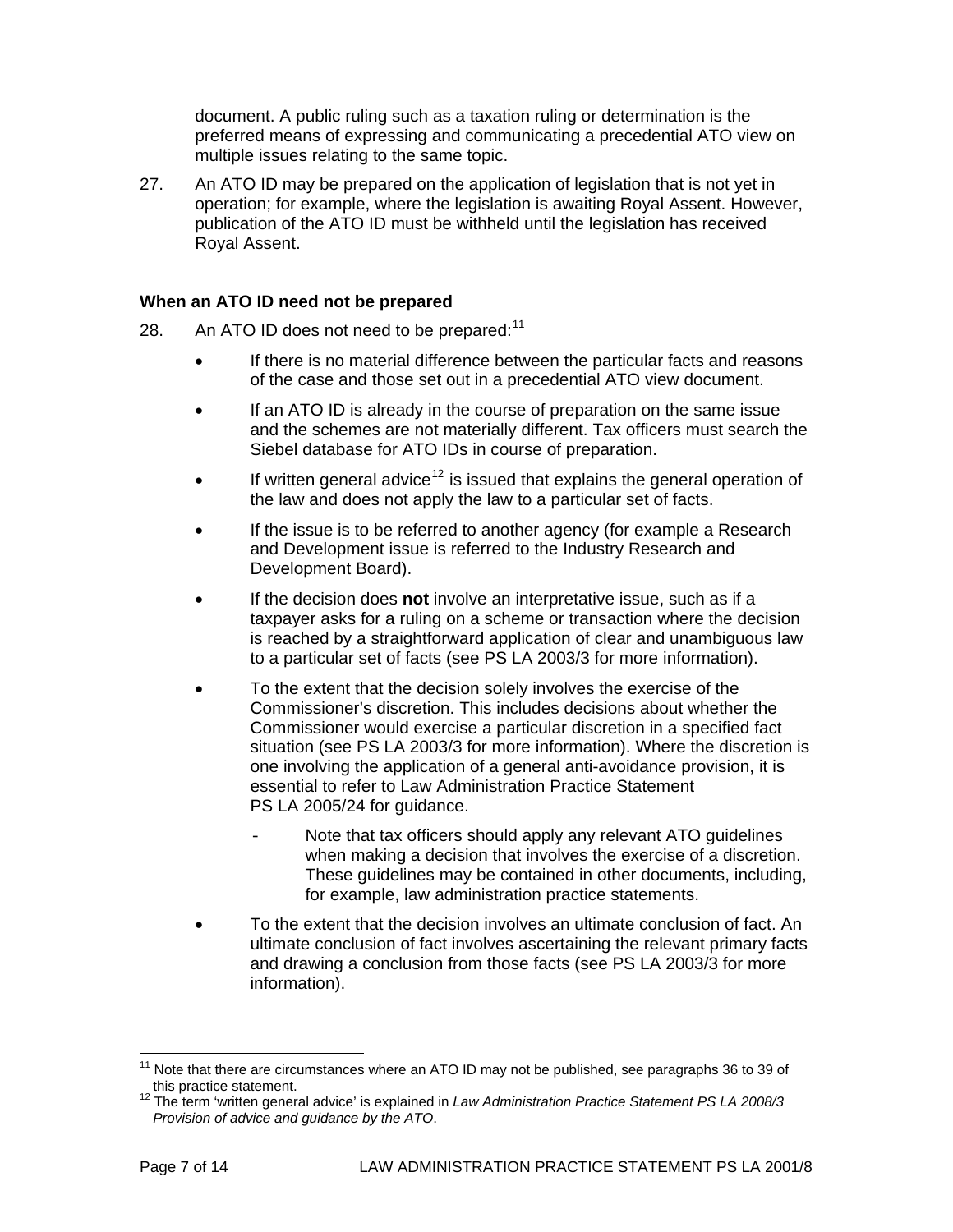document. A public ruling such as a taxation ruling or determination is the preferred means of expressing and communicating a precedential ATO view on multiple issues relating to the same topic.

27. An ATO ID may be prepared on the application of legislation that is not yet in operation; for example, where the legislation is awaiting Royal Assent. However, publication of the ATO ID must be withheld until the legislation has received Royal Assent.

### When an ATO ID need not be prepared

28. An ATO ID does not need to be prepared:[11]

- If there is no material difference between the particular facts and reasons of the case and those set out in a precedential ATO view document.
- If an ATO ID is already in the course of preparation on the same issue and the schemes are not materially different. Tax officers must search the Siebel database for ATO IDs in course of preparation.
- If written general advice[12] is issued that explains the general operation of the law and does not apply the law to a particular set of facts.
- If the issue is to be referred to another agency (for example a Research and Development issue is referred to the Industry Research and Development Board).
- If the decision does **not** involve an interpretative issue, such as if a taxpayer asks for a ruling on a scheme or transaction where the decision is reached by a straightforward application of clear and unambiguous law to a particular set of facts (see PS LA 2003/3 for more information).
- To the extent that the decision solely involves the exercise of the Commissioner's discretion. This includes decisions about whether the Commissioner would exercise a particular discretion in a specified fact situation (see PS LA 2003/3 for more information). Where the discretion is one involving the application of a general anti-avoidance provision, it is essential to refer to Law Administration Practice Statement PS LA 2005/24 for guidance.
  - Note that tax officers should apply any relevant ATO guidelines when making a decision that involves the exercise of a discretion. These guidelines may be contained in other documents, including, for example, law administration practice statements.
- To the extent that the decision involves an ultimate conclusion of fact. An ultimate conclusion of fact involves ascertaining the relevant primary facts and drawing a conclusion from those facts (see PS LA 2003/3 for more information).

---

[11] Note that there are circumstances where an ATO ID may not be published, see paragraphs 36 to 39 of this practice statement.

[12] The term 'written general advice' is explained in *Law Administration Practice Statement PS LA 2008/3 Provision of advice and guidance by the ATO*.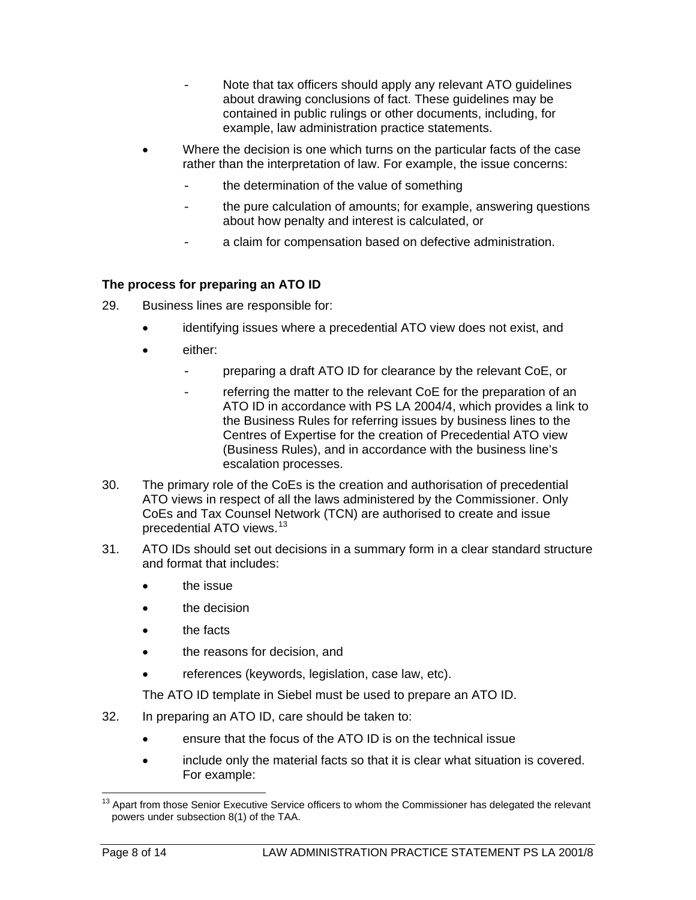- Note that tax officers should apply any relevant ATO guidelines about drawing conclusions of fact. These guidelines may be contained in public rulings or other documents, including, for example, law administration practice statements.

- Where the decision is one which turns on the particular facts of the case rather than the interpretation of law. For example, the issue concerns:
  - the determination of the value of something
  - the pure calculation of amounts; for example, answering questions about how penalty and interest is calculated, or
  - a claim for compensation based on defective administration.

**The process for preparing an ATO ID**

29. Business lines are responsible for:

- identifying issues where a precedential ATO view does not exist, and
- either:
  - preparing a draft ATO ID for clearance by the relevant CoE, or
  - referring the matter to the relevant CoE for the preparation of an ATO ID in accordance with PS LA 2004/4, which provides a link to the Business Rules for referring issues by business lines to the Centres of Expertise for the creation of Precedential ATO view (Business Rules), and in accordance with the business line's escalation processes.

30. The primary role of the CoEs is the creation and authorisation of precedential ATO views in respect of all the laws administered by the Commissioner. Only CoEs and Tax Counsel Network (TCN) are authorised to create and issue precedential ATO views.[13]

31. ATO IDs should set out decisions in a summary form in a clear standard structure and format that includes:

- the issue
- the decision
- the facts
- the reasons for decision, and
- references (keywords, legislation, case law, etc).

The ATO ID template in Siebel must be used to prepare an ATO ID.

32. In preparing an ATO ID, care should be taken to:

- ensure that the focus of the ATO ID is on the technical issue
- include only the material facts so that it is clear what situation is covered. For example:

[13] Apart from those Senior Executive Service officers to whom the Commissioner has delegated the relevant powers under subsection 8(1) of the TAA.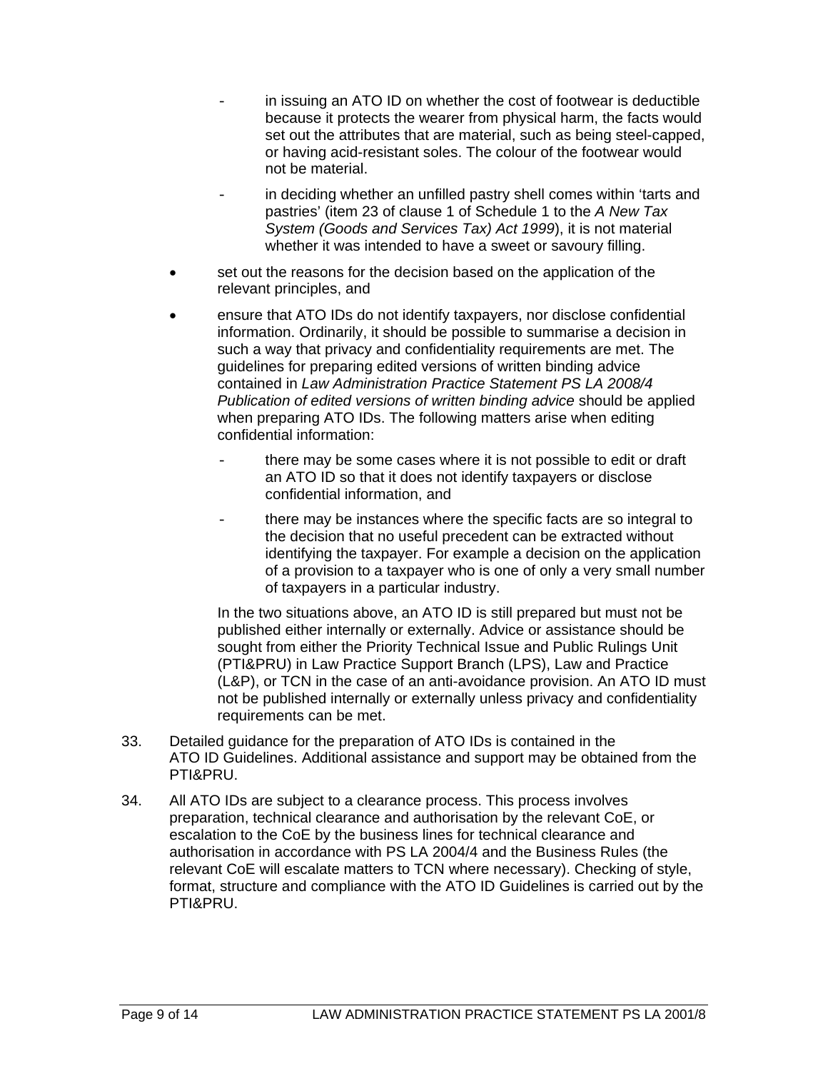- in issuing an ATO ID on whether the cost of footwear is deductible because it protects the wearer from physical harm, the facts would set out the attributes that are material, such as being steel-capped, or having acid-resistant soles. The colour of the footwear would not be material.
  - in deciding whether an unfilled pastry shell comes within 'tarts and pastries' (item 23 of clause 1 of Schedule 1 to the *A New Tax System (Goods and Services Tax) Act 1999*), it is not material whether it was intended to have a sweet or savoury filling.

- set out the reasons for the decision based on the application of the relevant principles, and
- ensure that ATO IDs do not identify taxpayers, nor disclose confidential information. Ordinarily, it should be possible to summarise a decision in such a way that privacy and confidentiality requirements are met. The guidelines for preparing edited versions of written binding advice contained in *Law Administration Practice Statement PS LA 2008/4 Publication of edited versions of written binding advice* should be applied when preparing ATO IDs. The following matters arise when editing confidential information:
  - there may be some cases where it is not possible to edit or draft an ATO ID so that it does not identify taxpayers or disclose confidential information, and
  - there may be instances where the specific facts are so integral to the decision that no useful precedent can be extracted without identifying the taxpayer. For example a decision on the application of a provision to a taxpayer who is one of only a very small number of taxpayers in a particular industry.

  In the two situations above, an ATO ID is still prepared but must not be published either internally or externally. Advice or assistance should be sought from either the Priority Technical Issue and Public Rulings Unit (PTI&PRU) in Law Practice Support Branch (LPS), Law and Practice (L&P), or TCN in the case of an anti-avoidance provision. An ATO ID must not be published internally or externally unless privacy and confidentiality requirements can be met.

33. Detailed guidance for the preparation of ATO IDs is contained in the ATO ID Guidelines. Additional assistance and support may be obtained from the PTI&PRU.

34. All ATO IDs are subject to a clearance process. This process involves preparation, technical clearance and authorisation by the relevant CoE, or escalation to the CoE by the business lines for technical clearance and authorisation in accordance with PS LA 2004/4 and the Business Rules (the relevant CoE will escalate matters to TCN where necessary). Checking of style, format, structure and compliance with the ATO ID Guidelines is carried out by the PTI&PRU.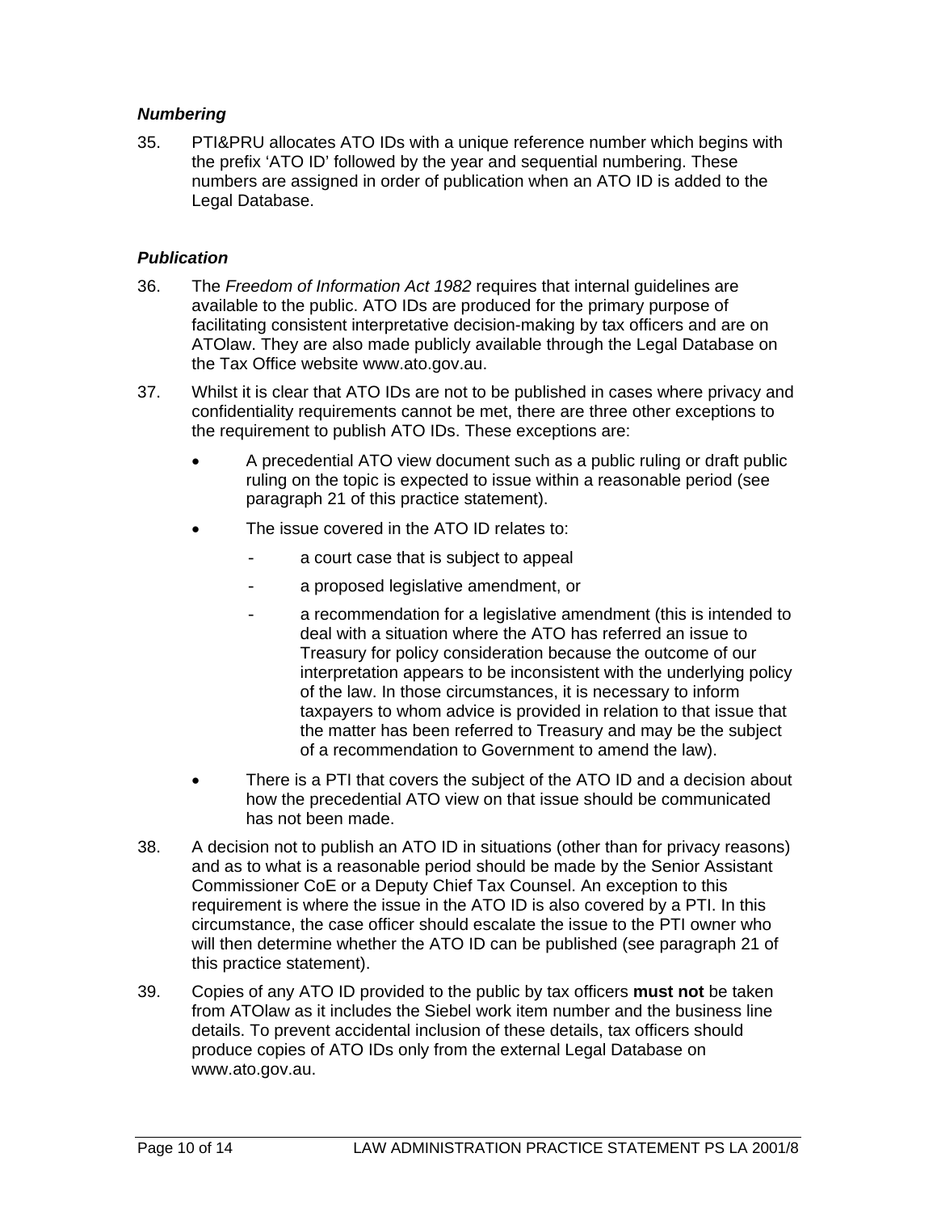### *Numbering*

35. PTI&PRU allocates ATO IDs with a unique reference number which begins with the prefix 'ATO ID' followed by the year and sequential numbering. These numbers are assigned in order of publication when an ATO ID is added to the Legal Database.

### *Publication*

36. The *Freedom of Information Act 1982* requires that internal guidelines are available to the public. ATO IDs are produced for the primary purpose of facilitating consistent interpretative decision-making by tax officers and are on ATOlaw. They are also made publicly available through the Legal Database on the Tax Office website www.ato.gov.au.

37. Whilst it is clear that ATO IDs are not to be published in cases where privacy and confidentiality requirements cannot be met, there are three other exceptions to the requirement to publish ATO IDs. These exceptions are:

   - A precedential ATO view document such as a public ruling or draft public ruling on the topic is expected to issue within a reasonable period (see paragraph 21 of this practice statement).
   - The issue covered in the ATO ID relates to:
     - a court case that is subject to appeal
     - a proposed legislative amendment, or
     - a recommendation for a legislative amendment (this is intended to deal with a situation where the ATO has referred an issue to Treasury for policy consideration because the outcome of our interpretation appears to be inconsistent with the underlying policy of the law. In those circumstances, it is necessary to inform taxpayers to whom advice is provided in relation to that issue that the matter has been referred to Treasury and may be the subject of a recommendation to Government to amend the law).
   - There is a PTI that covers the subject of the ATO ID and a decision about how the precedential ATO view on that issue should be communicated has not been made.

38. A decision not to publish an ATO ID in situations (other than for privacy reasons) and as to what is a reasonable period should be made by the Senior Assistant Commissioner CoE or a Deputy Chief Tax Counsel. An exception to this requirement is where the issue in the ATO ID is also covered by a PTI. In this circumstance, the case officer should escalate the issue to the PTI owner who will then determine whether the ATO ID can be published (see paragraph 21 of this practice statement).

39. Copies of any ATO ID provided to the public by tax officers **must not** be taken from ATOlaw as it includes the Siebel work item number and the business line details. To prevent accidental inclusion of these details, tax officers should produce copies of ATO IDs only from the external Legal Database on www.ato.gov.au.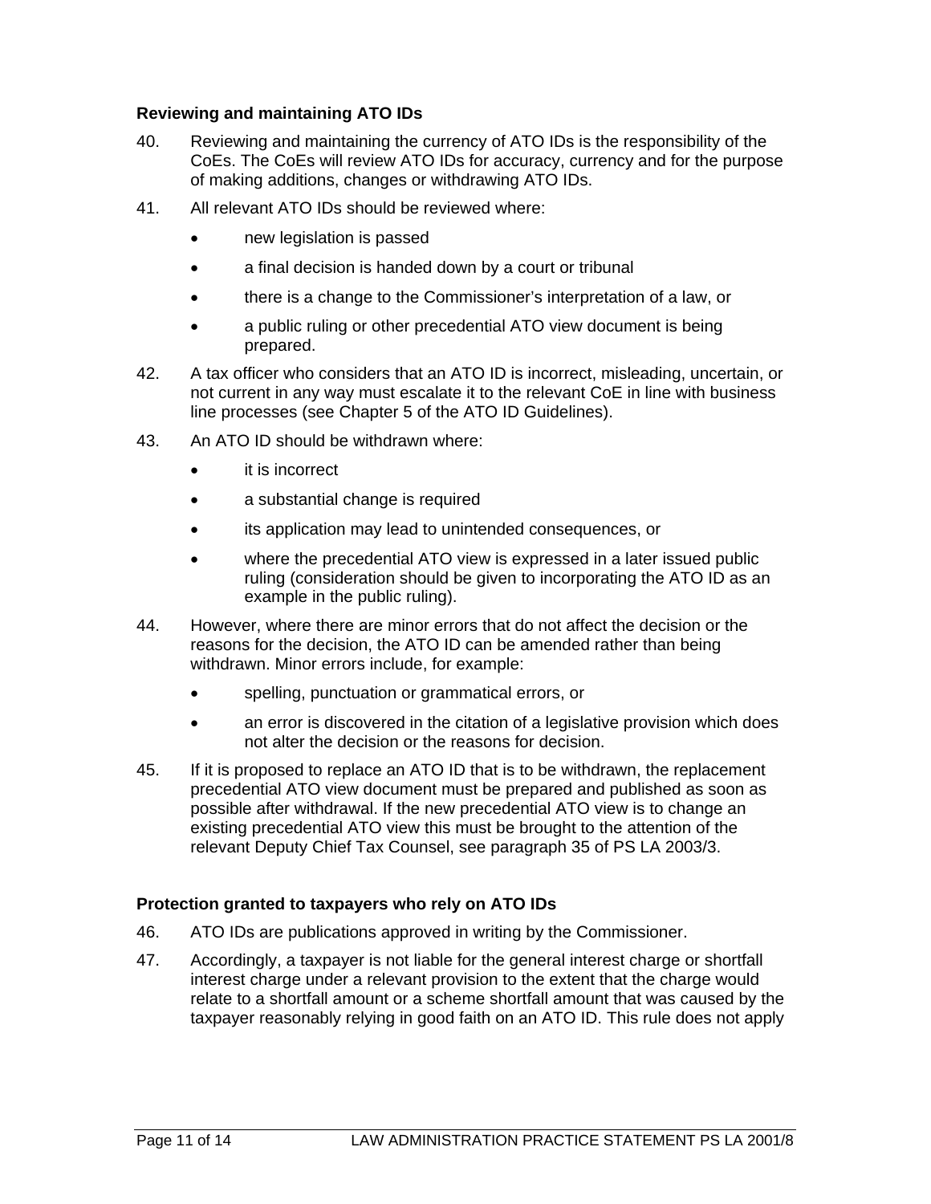### Reviewing and maintaining ATO IDs

40. Reviewing and maintaining the currency of ATO IDs is the responsibility of the CoEs. The CoEs will review ATO IDs for accuracy, currency and for the purpose of making additions, changes or withdrawing ATO IDs.

41. All relevant ATO IDs should be reviewed where:

- new legislation is passed
- a final decision is handed down by a court or tribunal
- there is a change to the Commissioner's interpretation of a law, or
- a public ruling or other precedential ATO view document is being prepared.

42. A tax officer who considers that an ATO ID is incorrect, misleading, uncertain, or not current in any way must escalate it to the relevant CoE in line with business line processes (see Chapter 5 of the ATO ID Guidelines).

43. An ATO ID should be withdrawn where:

- it is incorrect
- a substantial change is required
- its application may lead to unintended consequences, or
- where the precedential ATO view is expressed in a later issued public ruling (consideration should be given to incorporating the ATO ID as an example in the public ruling).

44. However, where there are minor errors that do not affect the decision or the reasons for the decision, the ATO ID can be amended rather than being withdrawn. Minor errors include, for example:

- spelling, punctuation or grammatical errors, or
- an error is discovered in the citation of a legislative provision which does not alter the decision or the reasons for decision.

45. If it is proposed to replace an ATO ID that is to be withdrawn, the replacement precedential ATO view document must be prepared and published as soon as possible after withdrawal. If the new precedential ATO view is to change an existing precedential ATO view this must be brought to the attention of the relevant Deputy Chief Tax Counsel, see paragraph 35 of PS LA 2003/3.

### Protection granted to taxpayers who rely on ATO IDs

46. ATO IDs are publications approved in writing by the Commissioner.

47. Accordingly, a taxpayer is not liable for the general interest charge or shortfall interest charge under a relevant provision to the extent that the charge would relate to a shortfall amount or a scheme shortfall amount that was caused by the taxpayer reasonably relying in good faith on an ATO ID. This rule does not apply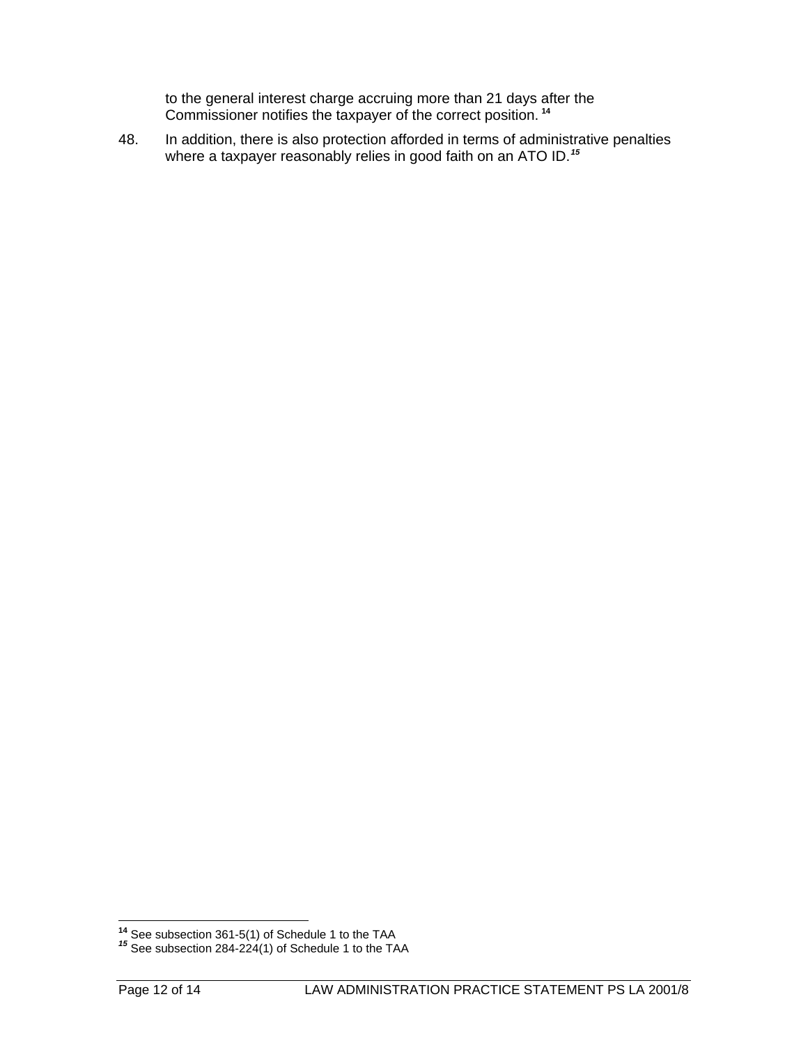to the general interest charge accruing more than 21 days after the Commissioner notifies the taxpayer of the correct position. [14]

48. In addition, there is also protection afforded in terms of administrative penalties where a taxpayer reasonably relies in good faith on an ATO ID.[15]

---

[14] See subsection 361-5(1) of Schedule 1 to the TAA

[15] See subsection 284-224(1) of Schedule 1 to the TAA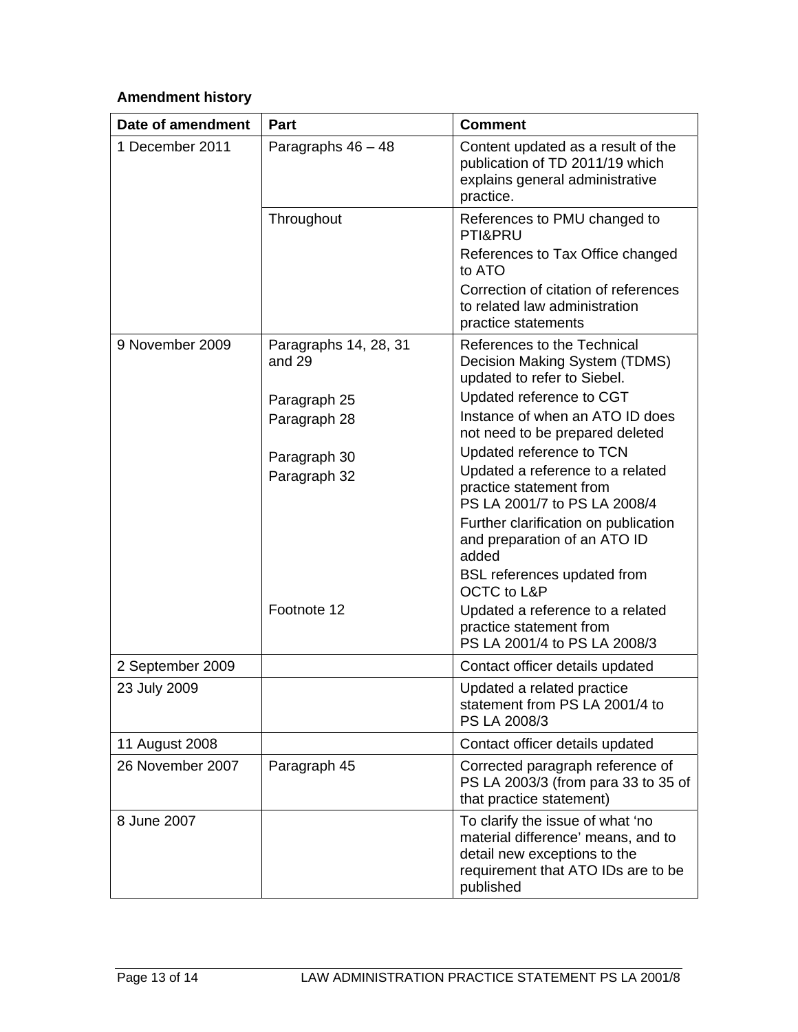**Amendment history**

| Date of amendment | Part | Comment |
| --- | --- | --- |
| 1 December 2011 | Paragraphs 46 – 48 | Content updated as a result of the publication of TD 2011/19 which explains general administrative practice. |
| | Throughout | References to PMU changed to PTI&PRU<br>References to Tax Office changed to ATO<br>Correction of citation of references to related law administration practice statements |
| 9 November 2009 | Paragraphs 14, 28, 31 and 29 | References to the Technical Decision Making System (TDMS) updated to refer to Siebel. |
| | Paragraph 25 | Updated reference to CGT |
| | Paragraph 28 | Instance of when an ATO ID does not need to be prepared deleted |
| | Paragraph 30 | Updated reference to TCN |
| | Paragraph 32 | Updated a reference to a related practice statement from PS LA 2001/7 to PS LA 2008/4<br>Further clarification on publication and preparation of an ATO ID added<br>BSL references updated from OCTC to L&P |
| | Footnote 12 | Updated a reference to a related practice statement from PS LA 2001/4 to PS LA 2008/3 |
| 2 September 2009 | | Contact officer details updated |
| 23 July 2009 | | Updated a related practice statement from PS LA 2001/4 to PS LA 2008/3 |
| 11 August 2008 | | Contact officer details updated |
| 26 November 2007 | Paragraph 45 | Corrected paragraph reference of PS LA 2003/3 (from para 33 to 35 of that practice statement) |
| 8 June 2007 | | To clarify the issue of what 'no material difference' means, and to detail new exceptions to the requirement that ATO IDs are to be published |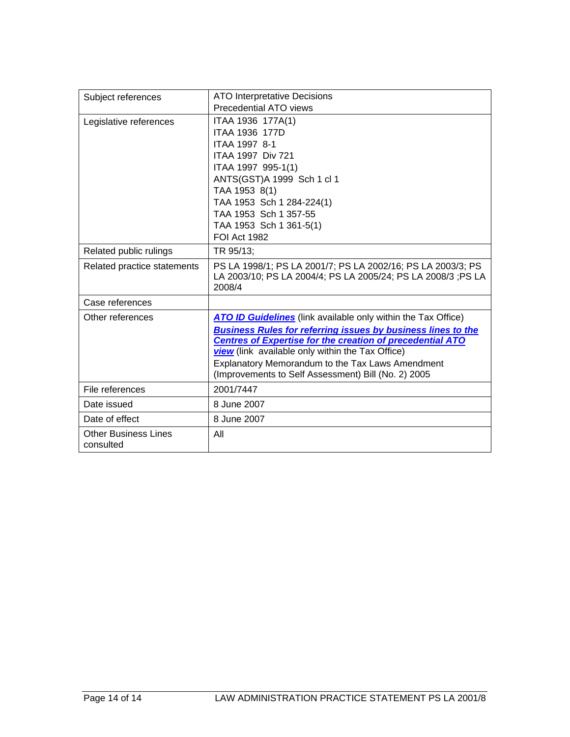| | |
|---|---|
| Subject references | ATO Interpretative Decisions<br>Precedential ATO views |
| Legislative references | ITAA 1936 177A(1)<br>ITAA 1936 177D<br>ITAA 1997 8-1<br>ITAA 1997 Div 721<br>ITAA 1997 995-1(1)<br>ANTS(GST)A 1999 Sch 1 cl 1<br>TAA 1953 8(1)<br>TAA 1953 Sch 1 284-224(1)<br>TAA 1953 Sch 1 357-55<br>TAA 1953 Sch 1 361-5(1)<br>FOI Act 1982 |
| Related public rulings | TR 95/13; |
| Related practice statements | PS LA 1998/1; PS LA 2001/7; PS LA 2002/16; PS LA 2003/3; PS LA 2003/10; PS LA 2004/4; PS LA 2005/24; PS LA 2008/3 ;PS LA 2008/4 |
| Case references | |
| Other references | ***ATO ID Guidelines*** (link available only within the Tax Office)<br>***Business Rules for referring issues by business lines to the Centres of Expertise for the creation of precedential ATO view*** (link available only within the Tax Office)<br>Explanatory Memorandum to the Tax Laws Amendment (Improvements to Self Assessment) Bill (No. 2) 2005 |
| File references | 2001/7447 |
| Date issued | 8 June 2007 |
| Date of effect | 8 June 2007 |
| Other Business Lines consulted | All |